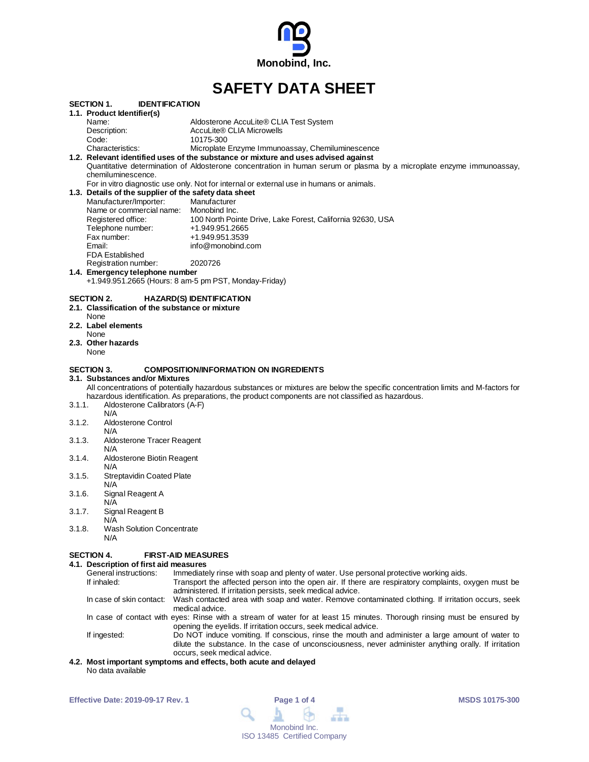Monobind, Inc.

# SAFETY DATA SHEET

## SECTION 1. IDENTIFICATION

### 1.1. Product Identifier(s)

| | |
|---|---|
| Name: | Aldosterone AccuLite® CLIA Test System |
| Description: | AccuLite® CLIA Microwells |
| Code: | 10175-300 |
| Characteristics: | Microplate Enzyme Immunoassay, Chemiluminescence |

### 1.2. Relevant identified uses of the substance or mixture and uses advised against

Quantitative determination of Aldosterone concentration in human serum or plasma by a microplate enzyme immunoassay, chemiluminescence.

For in vitro diagnostic use only. Not for internal or external use in humans or animals.

### 1.3. Details of the supplier of the safety data sheet

| | |
|---|---|
| Manufacturer/Importer: | Manufacturer |
| Name or commercial name: | Monobind Inc. |
| Registered office: | 100 North Pointe Drive, Lake Forest, California 92630, USA |
| Telephone number: | +1.949.951.2665 |
| Fax number: | +1.949.951.3539 |
| Email: | info@monobind.com |
| FDA Established Registration number: | 2020726 |

### 1.4. Emergency telephone number

+1.949.951.2665 (Hours: 8 am-5 pm PST, Monday-Friday)

## SECTION 2. HAZARD(S) IDENTIFICATION

### 2.1. Classification of the substance or mixture

None

### 2.2. Label elements

None

### 2.3. Other hazards

None

## SECTION 3. COMPOSITION/INFORMATION ON INGREDIENTS

### 3.1. Substances and/or Mixtures

All concentrations of potentially hazardous substances or mixtures are below the specific concentration limits and M-factors for hazardous identification. As preparations, the product components are not classified as hazardous.

3.1.1. Aldosterone Calibrators (A-F)
N/A

3.1.2. Aldosterone Control
N/A

3.1.3. Aldosterone Tracer Reagent
N/A

3.1.4. Aldosterone Biotin Reagent
N/A

3.1.5. Streptavidin Coated Plate
N/A

3.1.6. Signal Reagent A
N/A

3.1.7. Signal Reagent B
N/A

3.1.8. Wash Solution Concentrate
N/A

## SECTION 4. FIRST-AID MEASURES

### 4.1. Description of first aid measures

| | |
|---|---|
| General instructions: | Immediately rinse with soap and plenty of water. Use personal protective working aids. |
| If inhaled: | Transport the affected person into the open air. If there are respiratory complaints, oxygen must be administered. If irritation persists, seek medical advice. |
| In case of skin contact: | Wash contacted area with soap and water. Remove contaminated clothing. If irritation occurs, seek medical advice. |
| In case of contact with eyes: | Rinse with a stream of water for at least 15 minutes. Thorough rinsing must be ensured by opening the eyelids. If irritation occurs, seek medical advice. |
| If ingested: | Do NOT induce vomiting. If conscious, rinse the mouth and administer a large amount of water to dilute the substance. In the case of unconsciousness, never administer anything orally. If irritation occurs, seek medical advice. |

### 4.2. Most important symptoms and effects, both acute and delayed

No data available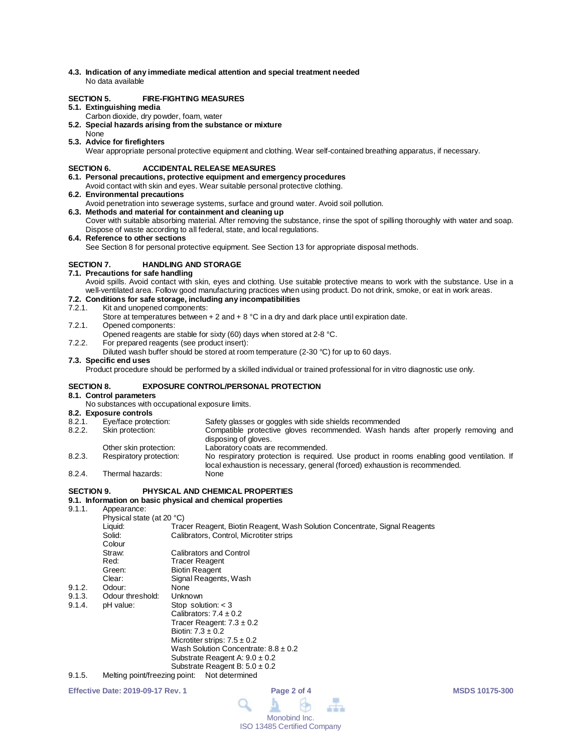**4.3. Indication of any immediate medical attention and special treatment needed**
No data available

## SECTION 5. FIRE-FIGHTING MEASURES

**5.1. Extinguishing media**
Carbon dioxide, dry powder, foam, water

**5.2. Special hazards arising from the substance or mixture**
None

**5.3. Advice for firefighters**
Wear appropriate personal protective equipment and clothing. Wear self-contained breathing apparatus, if necessary.

## SECTION 6. ACCIDENTAL RELEASE MEASURES

**6.1. Personal precautions, protective equipment and emergency procedures**
Avoid contact with skin and eyes. Wear suitable personal protective clothing.

**6.2. Environmental precautions**
Avoid penetration into sewerage systems, surface and ground water. Avoid soil pollution.

**6.3. Methods and material for containment and cleaning up**
Cover with suitable absorbing material. After removing the substance, rinse the spot of spilling thoroughly with water and soap. Dispose of waste according to all federal, state, and local regulations.

**6.4. Reference to other sections**
See Section 8 for personal protective equipment. See Section 13 for appropriate disposal methods.

## SECTION 7. HANDLING AND STORAGE

**7.1. Precautions for safe handling**
Avoid spills. Avoid contact with skin, eyes and clothing. Use suitable protective means to work with the substance. Use in a well-ventilated area. Follow good manufacturing practices when using product. Do not drink, smoke, or eat in work areas.

**7.2. Conditions for safe storage, including any incompatibilities**

7.2.1. Kit and unopened components:
Store at temperatures between + 2 and + 8 °C in a dry and dark place until expiration date.

7.2.1. Opened components:
Opened reagents are stable for sixty (60) days when stored at 2-8 °C.

7.2.2. For prepared reagents (see product insert):
Diluted wash buffer should be stored at room temperature (2-30 °C) for up to 60 days.

**7.3. Specific end uses**
Product procedure should be performed by a skilled individual or trained professional for in vitro diagnostic use only.

## SECTION 8. EXPOSURE CONTROL/PERSONAL PROTECTION

**8.1. Control parameters**
No substances with occupational exposure limits.

**8.2. Exposure controls**

| | | |
|---|---|---|
| 8.2.1. | Eye/face protection: | Safety glasses or goggles with side shields recommended |
| 8.2.2. | Skin protection: | Compatible protective gloves recommended. Wash hands after properly removing and disposing of gloves. |
| | Other skin protection: | Laboratory coats are recommended. |
| 8.2.3. | Respiratory protection: | No respiratory protection is required. Use product in rooms enabling good ventilation. If local exhaustion is necessary, general (forced) exhaustion is recommended. |
| 8.2.4. | Thermal hazards: | None |

## SECTION 9. PHYSICAL AND CHEMICAL PROPERTIES

**9.1. Information on basic physical and chemical properties**

9.1.1. Appearance:

Physical state (at 20 °C)

| | |
|---|---|
| Liquid: | Tracer Reagent, Biotin Reagent, Wash Solution Concentrate, Signal Reagents |
| Solid: | Calibrators, Control, Microtiter strips |

Colour

| | |
|---|---|
| Straw: | Calibrators and Control |
| Red: | Tracer Reagent |
| Green: | Biotin Reagent |
| Clear: | Signal Reagents, Wash |

9.1.2. Odour: None

9.1.3. Odour threshold: Unknown

9.1.4. pH value:
- Stop solution: < 3
- Calibrators: 7.4 ± 0.2
- Tracer Reagent: 7.3 ± 0.2
- Biotin: 7.3 ± 0.2
- Microtiter strips: 7.5 ± 0.2
- Wash Solution Concentrate: 8.8 ± 0.2
- Substrate Reagent A: 9.0 ± 0.2
- Substrate Reagent B: 5.0 ± 0.2

9.1.5. Melting point/freezing point: Not determined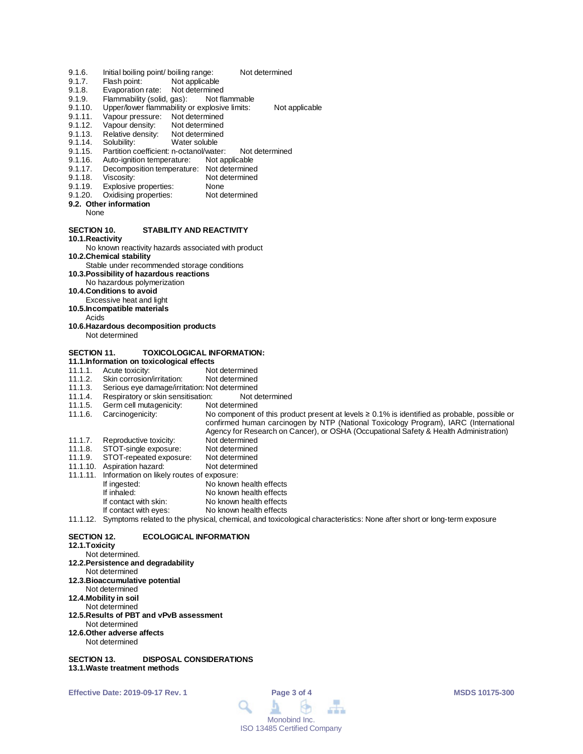9.1.6. Initial boiling point/ boiling range: Not determined
9.1.7. Flash point: Not applicable
9.1.8. Evaporation rate: Not determined
9.1.9. Flammability (solid, gas): Not flammable
9.1.10. Upper/lower flammability or explosive limits: Not applicable
9.1.11. Vapour pressure: Not determined
9.1.12. Vapour density: Not determined
9.1.13. Relative density: Not determined
9.1.14. Solubility: Water soluble
9.1.15. Partition coefficient: n-octanol/water: Not determined
9.1.16. Auto-ignition temperature: Not applicable
9.1.17. Decomposition temperature: Not determined
9.1.18. Viscosity: Not determined
9.1.19. Explosive properties: None
9.1.20. Oxidising properties: Not determined

**9.2. Other information**

None

## SECTION 10. STABILITY AND REACTIVITY

**10.1. Reactivity**

No known reactivity hazards associated with product

**10.2. Chemical stability**

Stable under recommended storage conditions

**10.3. Possibility of hazardous reactions**

No hazardous polymerization

**10.4. Conditions to avoid**

Excessive heat and light

**10.5. Incompatible materials**

Acids

**10.6. Hazardous decomposition products**

Not determined

## SECTION 11. TOXICOLOGICAL INFORMATION:

**11.1. Information on toxicological effects**

11.1.1. Acute toxicity: Not determined
11.1.2. Skin corrosion/irritation: Not determined
11.1.3. Serious eye damage/irritation: Not determined
11.1.4. Respiratory or skin sensitisation: Not determined
11.1.5. Germ cell mutagenicity: Not determined
11.1.6. Carcinogenicity: No component of this product present at levels ≥ 0.1% is identified as probable, possible or confirmed human carcinogen by NTP (National Toxicology Program), IARC (International Agency for Research on Cancer), or OSHA (Occupational Safety & Health Administration)
11.1.7. Reproductive toxicity: Not determined
11.1.8. STOT-single exposure: Not determined
11.1.9. STOT-repeated exposure: Not determined
11.1.10. Aspiration hazard: Not determined
11.1.11. Information on likely routes of exposure:
- If ingested: No known health effects
- If inhaled: No known health effects
- If contact with skin: No known health effects
- If contact with eyes: No known health effects

11.1.12. Symptoms related to the physical, chemical, and toxicological characteristics: None after short or long-term exposure

## SECTION 12. ECOLOGICAL INFORMATION

**12.1. Toxicity**

Not determined.

**12.2. Persistence and degradability**

Not determined

**12.3. Bioaccumulative potential**

Not determined

**12.4. Mobility in soil**

Not determined

**12.5. Results of PBT and vPvB assessment**

Not determined

**12.6. Other adverse affects**

Not determined

## SECTION 13. DISPOSAL CONSIDERATIONS

**13.1. Waste treatment methods**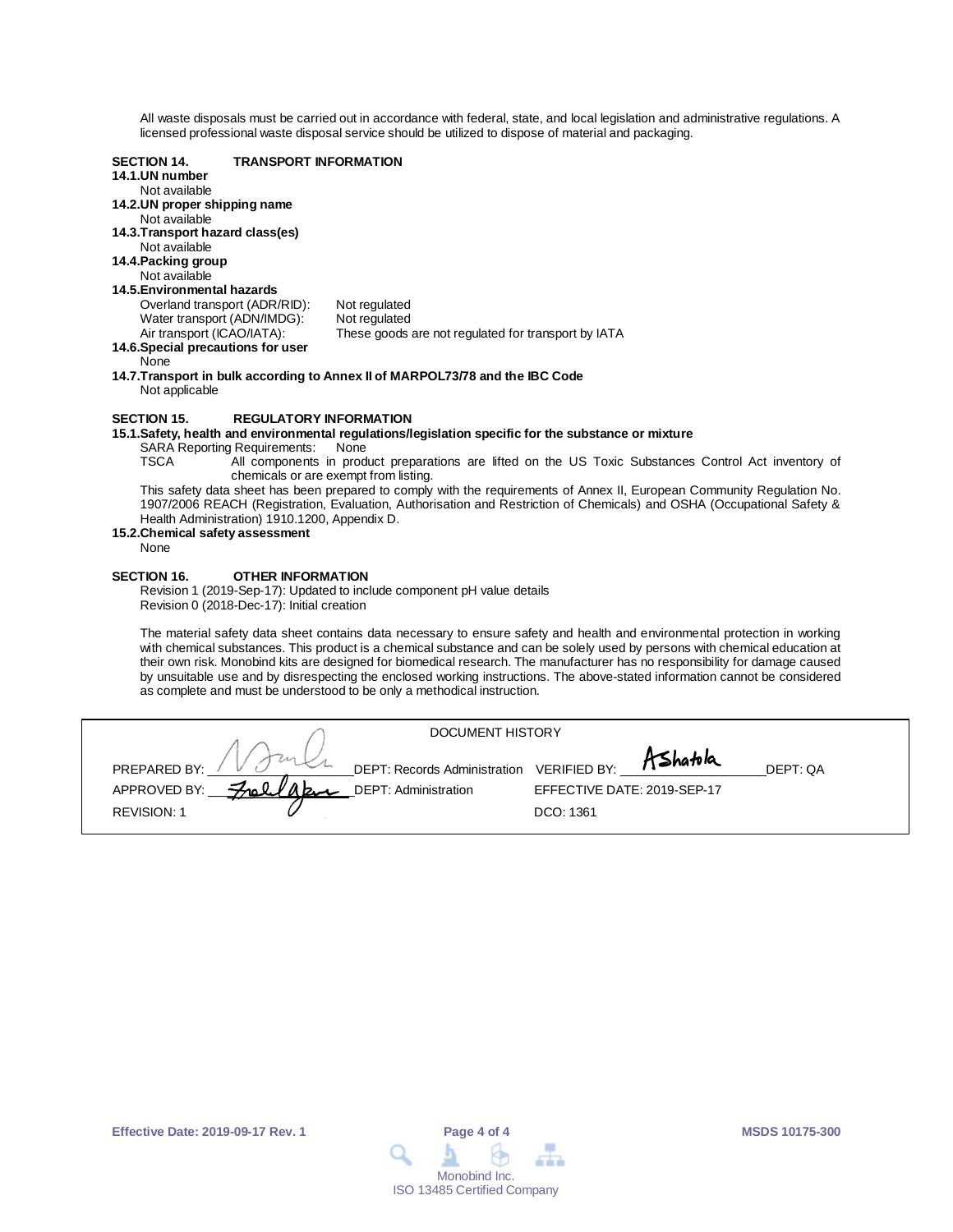All waste disposals must be carried out in accordance with federal, state, and local legislation and administrative regulations. A licensed professional waste disposal service should be utilized to dispose of material and packaging.

## SECTION 14. TRANSPORT INFORMATION

**14.1. UN number**

Not available

**14.2. UN proper shipping name**

Not available

**14.3. Transport hazard class(es)**

Not available

**14.4. Packing group**

Not available

**14.5. Environmental hazards**

Overland transport (ADR/RID): Not regulated
Water transport (ADN/IMDG): Not regulated
Air transport (ICAO/IATA): These goods are not regulated for transport by IATA

**14.6. Special precautions for user**

None

**14.7. Transport in bulk according to Annex II of MARPOL73/78 and the IBC Code**

Not applicable

## SECTION 15. REGULATORY INFORMATION

**15.1. Safety, health and environmental regulations/legislation specific for the substance or mixture**

SARA Reporting Requirements: None
TSCA All components in product preparations are lifted on the US Toxic Substances Control Act inventory of chemicals or are exempt from listing.

This safety data sheet has been prepared to comply with the requirements of Annex II, European Community Regulation No. 1907/2006 REACH (Registration, Evaluation, Authorisation and Restriction of Chemicals) and OSHA (Occupational Safety & Health Administration) 1910.1200, Appendix D.

**15.2. Chemical safety assessment**

None

## SECTION 16. OTHER INFORMATION

Revision 1 (2019-Sep-17): Updated to include component pH value details
Revision 0 (2018-Dec-17): Initial creation

The material safety data sheet contains data necessary to ensure safety and health and environmental protection in working with chemical substances. This product is a chemical substance and can be solely used by persons with chemical education at their own risk. Monobind kits are designed for biomedical research. The manufacturer has no responsibility for damage caused by unsuitable use and by disrespecting the enclosed working instructions. The above-stated information cannot be considered as complete and must be understood to be only a methodical instruction.

| DOCUMENT HISTORY | | | |
|---|---|---|---|
| PREPARED BY: (signature) | DEPT: Records Administration | VERIFIED BY: Ashatola | DEPT: QA |
| APPROVED BY: (signature) | DEPT: Administration | EFFECTIVE DATE: 2019-SEP-17 | |
| REVISION: 1 | | DCO: 1361 | |

Monobind Inc.
ISO 13485 Certified Company